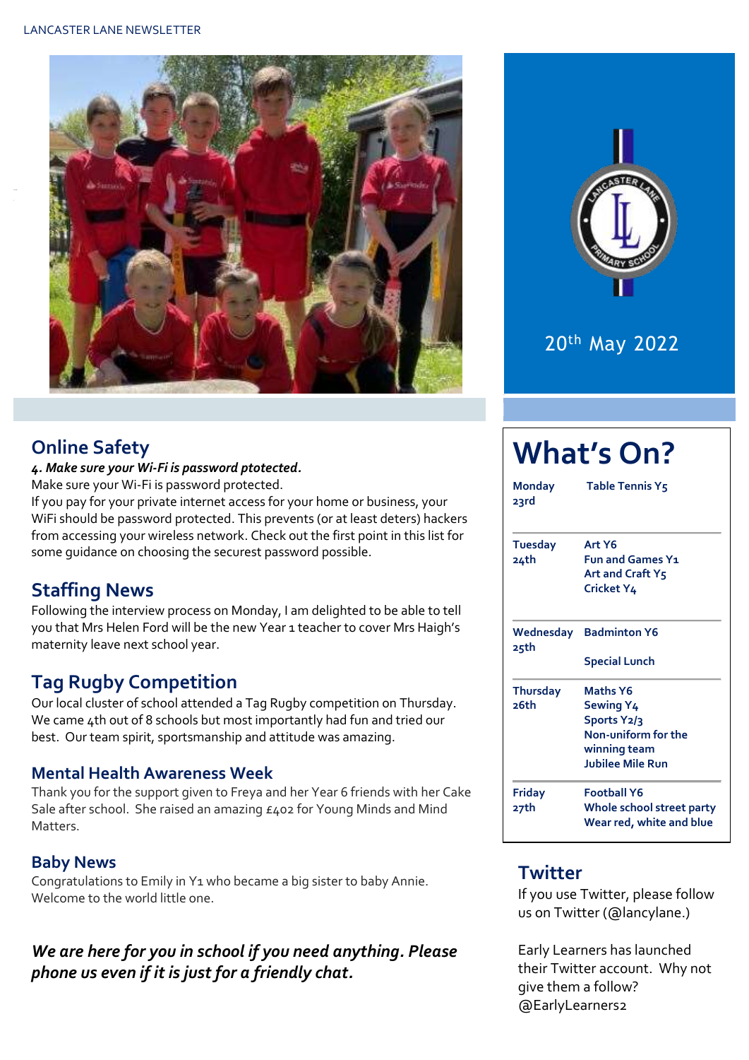LANCASTER LANE NEWSLETTER

20th May 2022

## Online Safety

***4. Make sure your Wi-Fi is password ptotected.***

Make sure your Wi-Fi is password protected.

If you pay for your private internet access for your home or business, your WiFi should be password protected. This prevents (or at least deters) hackers from accessing your wireless network. Check out the first point in this list for some guidance on choosing the securest password possible.

## Staffing News

Following the interview process on Monday, I am delighted to be able to tell you that Mrs Helen Ford will be the new Year 1 teacher to cover Mrs Haigh's maternity leave next school year.

## Tag Rugby Competition

Our local cluster of school attended a Tag Rugby competition on Thursday. We came 4th out of 8 schools but most importantly had fun and tried our best. Our team spirit, sportsmanship and attitude was amazing.

### Mental Health Awareness Week

Thank you for the support given to Freya and her Year 6 friends with her Cake Sale after school. She raised an amazing £402 for Young Minds and Mind Matters.

### Baby News

Congratulations to Emily in Y1 who became a big sister to baby Annie. Welcome to the world little one.

***We are here for you in school if you need anything. Please phone us even if it is just for a friendly chat.***

# What's On?

| Day | Activities |
| --- | --- |
| **Monday 23rd** | **Table Tennis Y5** |
| **Tuesday 24th** | **Art Y6**<br>**Fun and Games Y1**<br>**Art and Craft Y5**<br>**Cricket Y4** |
| **Wednesday 25th** | **Badminton Y6**<br>**Special Lunch** |
| **Thursday 26th** | **Maths Y6**<br>**Sewing Y4**<br>**Sports Y2/3**<br>**Non-uniform for the winning team**<br>**Jubilee Mile Run** |
| **Friday 27th** | **Football Y6**<br>**Whole school street party**<br>**Wear red, white and blue** |

## Twitter

If you use Twitter, please follow us on Twitter (@lancylane.)

Early Learners has launched their Twitter account. Why not give them a follow? @EarlyLearners2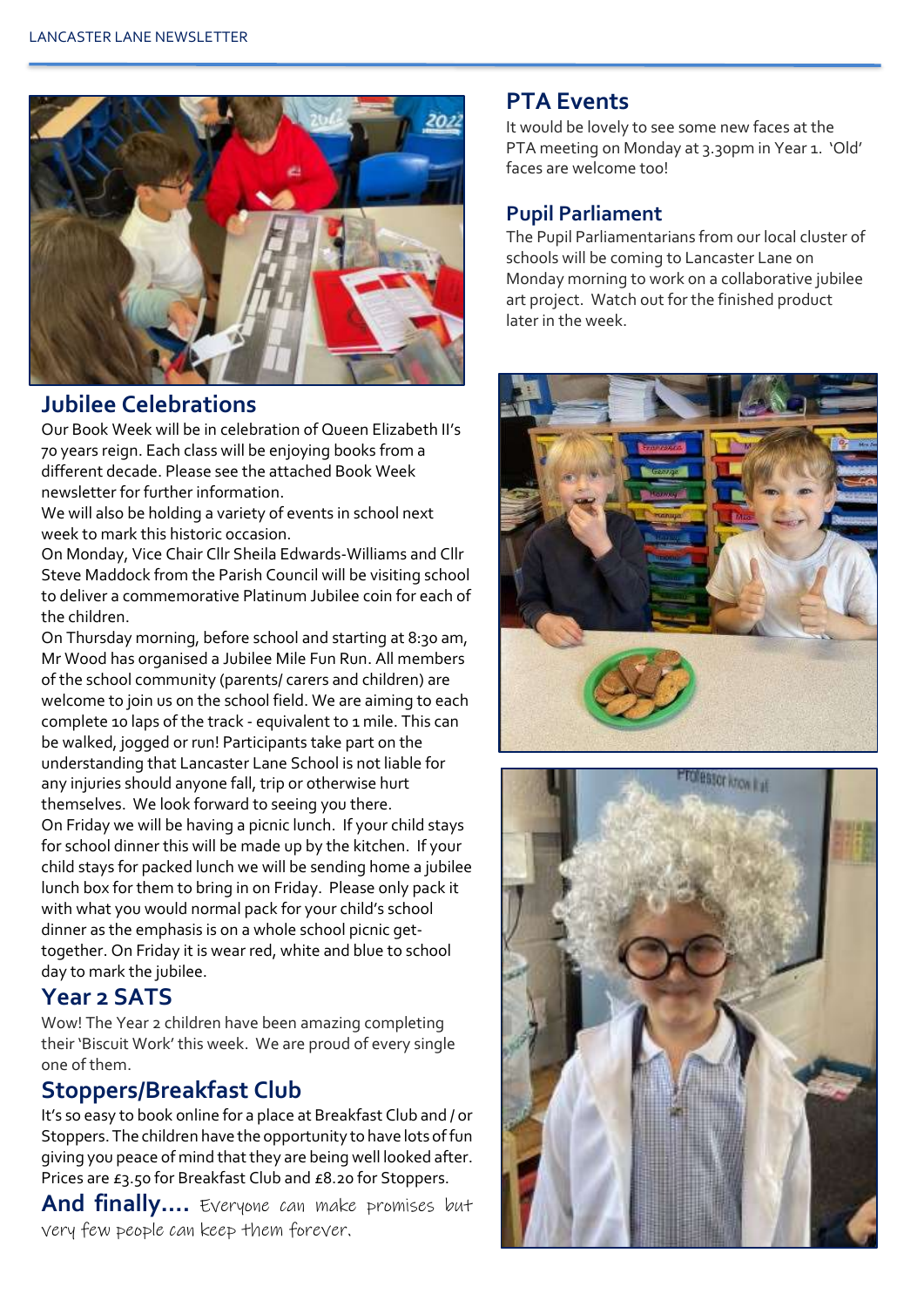## Jubilee Celebrations

Our Book Week will be in celebration of Queen Elizabeth II's 70 years reign. Each class will be enjoying books from a different decade. Please see the attached Book Week newsletter for further information.

We will also be holding a variety of events in school next week to mark this historic occasion.

On Monday, Vice Chair Cllr Sheila Edwards-Williams and Cllr Steve Maddock from the Parish Council will be visiting school to deliver a commemorative Platinum Jubilee coin for each of the children.

On Thursday morning, before school and starting at 8:30 am, Mr Wood has organised a Jubilee Mile Fun Run. All members of the school community (parents/ carers and children) are welcome to join us on the school field. We are aiming to each complete 10 laps of the track - equivalent to 1 mile. This can be walked, jogged or run! Participants take part on the understanding that Lancaster Lane School is not liable for any injuries should anyone fall, trip or otherwise hurt themselves. We look forward to seeing you there.

On Friday we will be having a picnic lunch. If your child stays for school dinner this will be made up by the kitchen. If your child stays for packed lunch we will be sending home a jubilee lunch box for them to bring in on Friday. Please only pack it with what you would normal pack for your child's school dinner as the emphasis is on a whole school picnic get-together. On Friday it is wear red, white and blue to school day to mark the jubilee.

## Year 2 SATS

Wow! The Year 2 children have been amazing completing their 'Biscuit Work' this week. We are proud of every single one of them.

## Stoppers/Breakfast Club

It's so easy to book online for a place at Breakfast Club and / or Stoppers. The children have the opportunity to have lots of fun giving you peace of mind that they are being well looked after. Prices are £3.50 for Breakfast Club and £8.20 for Stoppers.

**And finally....** Everyone can make promises but very few people can keep them forever.

## PTA Events

It would be lovely to see some new faces at the PTA meeting on Monday at 3.30pm in Year 1. 'Old' faces are welcome too!

## Pupil Parliament

The Pupil Parliamentarians from our local cluster of schools will be coming to Lancaster Lane on Monday morning to work on a collaborative jubilee art project. Watch out for the finished product later in the week.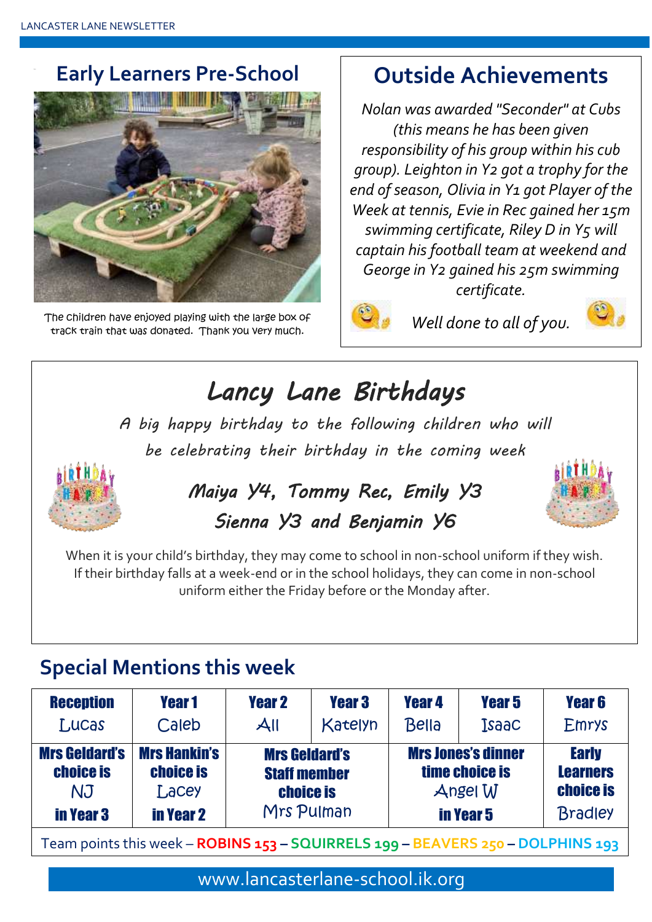## Early Learners Pre-School

The children have enjoyed playing with the large box of track train that was donated. Thank you very much.

## Outside Achievements

*Nolan was awarded "Seconder" at Cubs (this means he has been given responsibility of his group within his cub group). Leighton in Y2 got a trophy for the end of season, Olivia in Y1 got Player of the Week at tennis, Evie in Rec gained her 15m swimming certificate, Riley D in Y5 will captain his football team at weekend and George in Y2 gained his 25m swimming certificate.*

*Well done to all of you.*

## Lancy Lane Birthdays

*A big happy birthday to the following children who will be celebrating their birthday in the coming week*

***Maiya Y4, Tommy Rec, Emily Y3***
***Sienna Y3 and Benjamin Y6***

When it is your child's birthday, they may come to school in non-school uniform if they wish. If their birthday falls at a week-end or in the school holidays, they can come in non-school uniform either the Friday before or the Monday after.

## Special Mentions this week

| Reception | Year 1 | Year 2 | Year 3 | Year 4 | Year 5 | Year 6 |
|---|---|---|---|---|---|---|
| Lucas | Caleb | All | Katelyn | Bella | Isaac | Emrys |
| **Mrs Geldard's choice is** NJ **in Year 3** | **Mrs Hankin's choice is** Lacey **in Year 2** | **Mrs Geldard's Staff member choice is** Mrs Pulman | | **Mrs Jones's dinner time choice is** Angel W **in Year 5** | | **Early Learners choice is** Bradley |

Team points this week – **ROBINS 153** – **SQUIRRELS 199** – **BEAVERS 250** – **DOLPHINS 193**

www.lancasterlane-school.ik.org